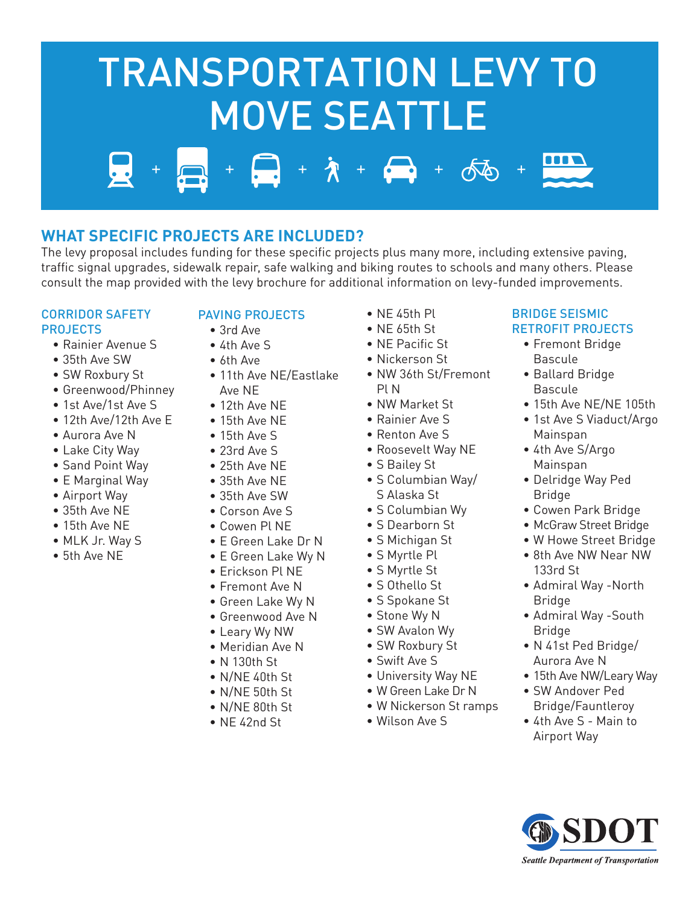# TRANSPORTATION LEVY TO MOVE SEATTLE

## WHAT SPECIFIC PROJECTS ARE INCLUDED?

The levy proposal includes funding for these specific projects plus many more, including extensive paving, traffic signal upgrades, sidewalk repair, safe walking and biking routes to schools and many others. Please consult the map provided with the levy brochure for additional information on levy-funded improvements.

### CORRIDOR SAFETY PROJECTS

- Rainier Avenue S
- 35th Ave SW
- SW Roxbury St
- Greenwood/Phinney
- 1st Ave/1st Ave S
- 12th Ave/12th Ave E
- Aurora Ave N
- Lake City Way
- Sand Point Way
- E Marginal Way
- Airport Way
- 35th Ave NE
- 15th Ave NE
- MLK Jr. Way S
- 5th Ave NE

### PAVING PROJECTS

- 3rd Ave
- 4th Ave S
- 6th Ave
- 11th Ave NE/Eastlake Ave NE
- 12th Ave NE
- 15th Ave NE
- 15th Ave S
- 23rd Ave S
- 25th Ave NE
- 35th Ave NE
- 35th Ave SW
- Corson Ave S
- Cowen Pl NE
- E Green Lake Dr N
- E Green Lake Wy N
- Erickson Pl NE
- Fremont Ave N
- Green Lake Wy N
- Greenwood Ave N
- Leary Wy NW
- Meridian Ave N
- N 130th St
- N/NE 40th St
- N/NE 50th St
- N/NE 80th St
- NE 42nd St
- NE 45th Pl
- NE 65th St
- NE Pacific St
- Nickerson St
- NW 36th St/Fremont Pl N
- NW Market St
- Rainier Ave S
- Renton Ave S
- Roosevelt Way NE
- S Bailey St
- S Columbian Way/ S Alaska St
- S Columbian Wy
- S Dearborn St
- S Michigan St
- S Myrtle Pl
- S Myrtle St
- S Othello St
- S Spokane St
- Stone Wy N
- SW Avalon Wy
- SW Roxbury St
- Swift Ave S
- University Way NE
- W Green Lake Dr N
- W Nickerson St ramps
- Wilson Ave S

### BRIDGE SEISMIC RETROFIT PROJECTS

- Fremont Bridge Bascule
- Ballard Bridge Bascule
- 15th Ave NE/NE 105th
- 1st Ave S Viaduct/Argo Mainspan
- 4th Ave S/Argo Mainspan
- Delridge Way Ped Bridge
- Cowen Park Bridge
- McGraw Street Bridge
- W Howe Street Bridge
- 8th Ave NW Near NW 133rd St
- Admiral Way -North Bridge
- Admiral Way -South Bridge
- N 41st Ped Bridge/ Aurora Ave N
- 15th Ave NW/Leary Way
- SW Andover Ped Bridge/Fauntleroy
- 4th Ave S - Main to Airport Way

SDOT
*Seattle Department of Transportation*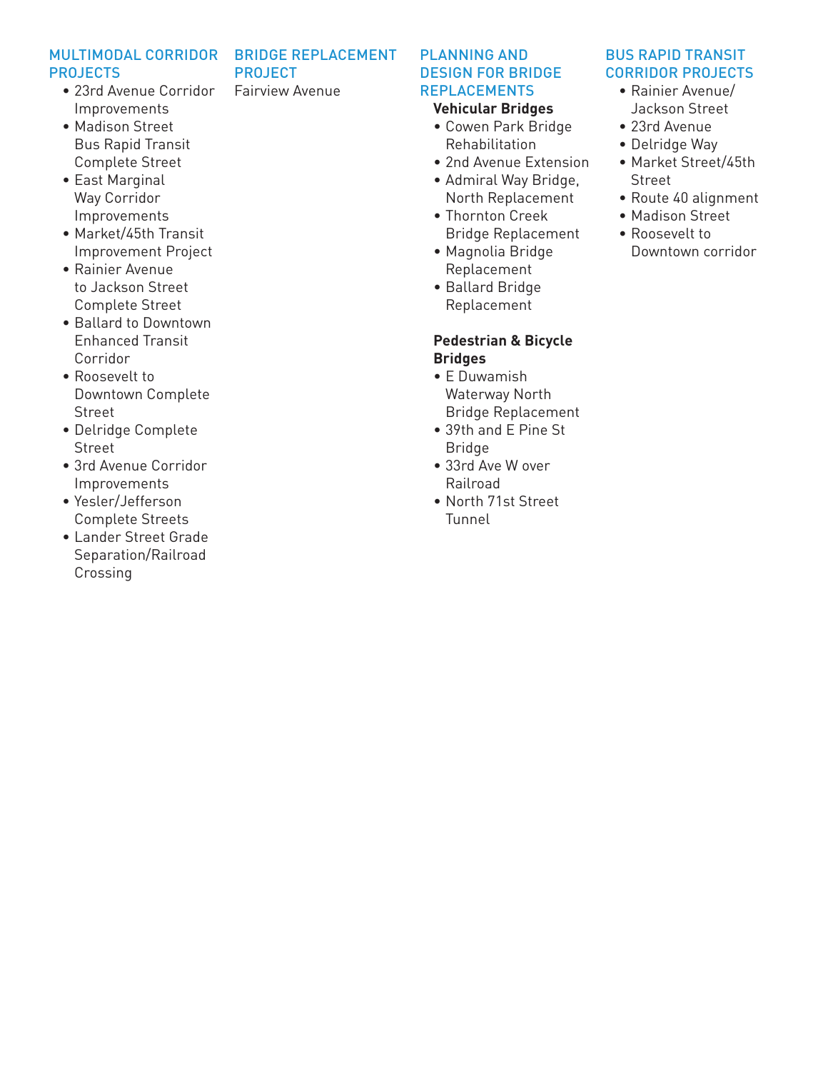## MULTIMODAL CORRIDOR PROJECTS

- 23rd Avenue Corridor Improvements
- Madison Street Bus Rapid Transit Complete Street
- East Marginal Way Corridor Improvements
- Market/45th Transit Improvement Project
- Rainier Avenue to Jackson Street Complete Street
- Ballard to Downtown Enhanced Transit Corridor
- Roosevelt to Downtown Complete Street
- Delridge Complete Street
- 3rd Avenue Corridor Improvements
- Yesler/Jefferson Complete Streets
- Lander Street Grade Separation/Railroad Crossing

## BRIDGE REPLACEMENT PROJECT

Fairview Avenue

## PLANNING AND DESIGN FOR BRIDGE REPLACEMENTS

**Vehicular Bridges**

- Cowen Park Bridge Rehabilitation
- 2nd Avenue Extension
- Admiral Way Bridge, North Replacement
- Thornton Creek Bridge Replacement
- Magnolia Bridge Replacement
- Ballard Bridge Replacement

**Pedestrian & Bicycle Bridges**

- E Duwamish Waterway North Bridge Replacement
- 39th and E Pine St Bridge
- 33rd Ave W over Railroad
- North 71st Street Tunnel

## BUS RAPID TRANSIT CORRIDOR PROJECTS

- Rainier Avenue/ Jackson Street
- 23rd Avenue
- Delridge Way
- Market Street/45th Street
- Route 40 alignment
- Madison Street
- Roosevelt to Downtown corridor